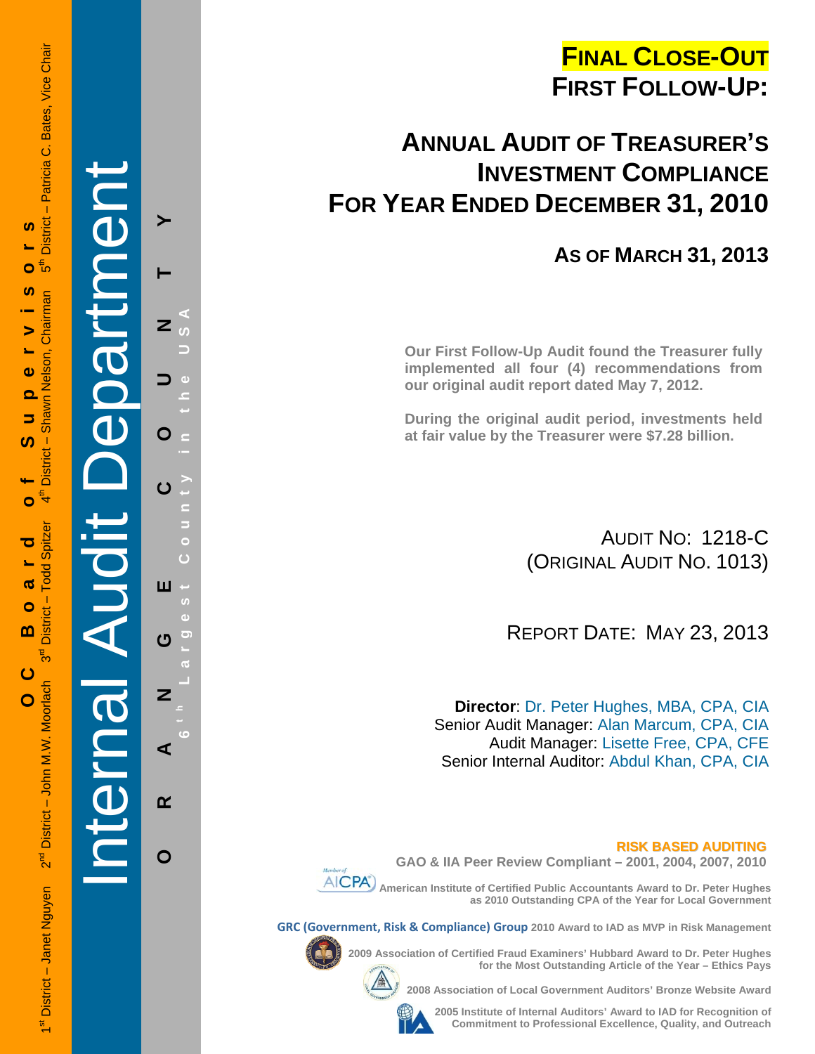OC Board of Supervisors

1st District – Janet Nguyen 2nd District – John M.W. Moorlach 3rd District – Todd Spitzer 4th District – Shawn Nelson, Chairman 5th District – Patricia C. Bates, Vice Chair

Internal Audit Department

ORANGE COUNTY

6th Largest County in the USA

# FINAL CLOSE-OUT

# FIRST FOLLOW-UP:

# ANNUAL AUDIT OF TREASURER'S INVESTMENT COMPLIANCE FOR YEAR ENDED DECEMBER 31, 2010

## AS OF MARCH 31, 2013

**Our First Follow-Up Audit found the Treasurer fully implemented all four (4) recommendations from our original audit report dated May 7, 2012.**

**During the original audit period, investments held at fair value by the Treasurer were $7.28 billion.**

AUDIT NO: 1218-C
(ORIGINAL AUDIT NO. 1013)

REPORT DATE: MAY 23, 2013

**Director**: Dr. Peter Hughes, MBA, CPA, CIA
Senior Audit Manager: Alan Marcum, CPA, CIA
Audit Manager: Lisette Free, CPA, CFE
Senior Internal Auditor: Abdul Khan, CPA, CIA

**RISK BASED AUDITING**

**GAO & IIA Peer Review Compliant – 2001, 2004, 2007, 2010**

**American Institute of Certified Public Accountants Award to Dr. Peter Hughes as 2010 Outstanding CPA of the Year for Local Government**

**GRC (Government, Risk & Compliance) Group 2010 Award to IAD as MVP in Risk Management**

**2009 Association of Certified Fraud Examiners' Hubbard Award to Dr. Peter Hughes for the Most Outstanding Article of the Year – Ethics Pays**

**2008 Association of Local Government Auditors' Bronze Website Award**

**2005 Institute of Internal Auditors' Award to IAD for Recognition of Commitment to Professional Excellence, Quality, and Outreach**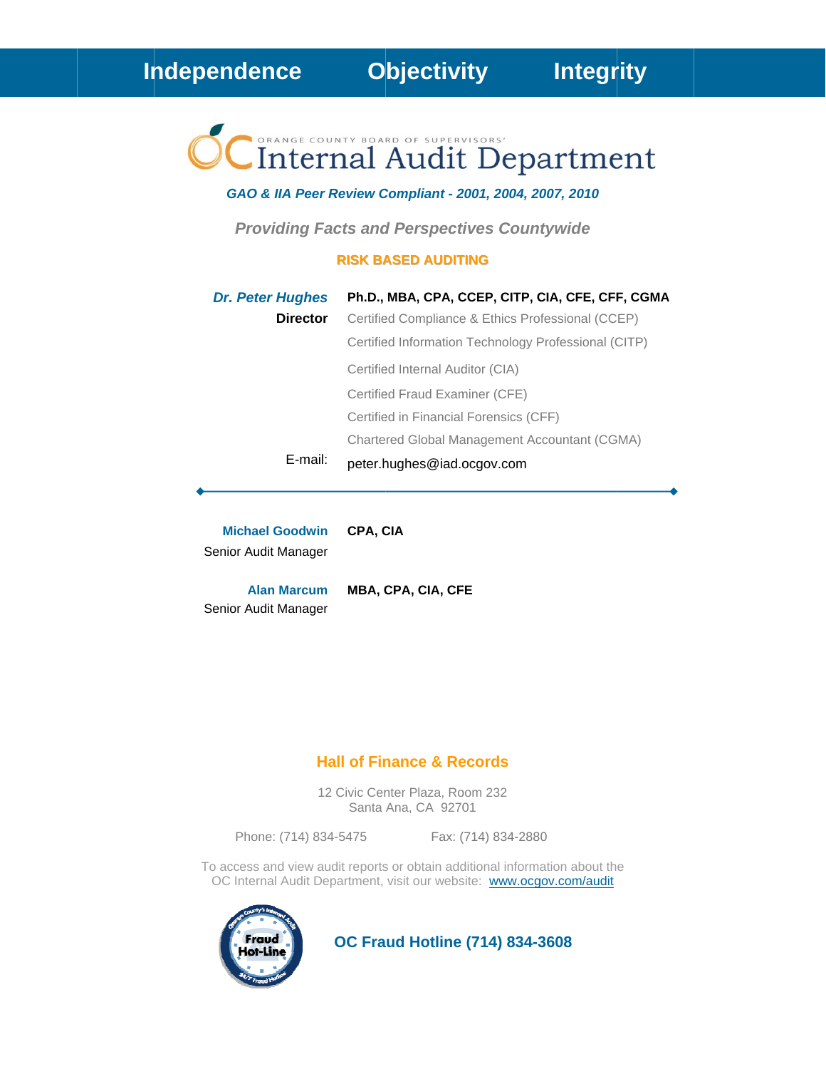**Independence** **Objectivity** **Integrity**

# ORANGE COUNTY BOARD OF SUPERVISORS' Internal Audit Department

***GAO & IIA Peer Review Compliant - 2001, 2004, 2007, 2010***

***Providing Facts and Perspectives Countywide***

**RISK BASED AUDITING**

***Dr. Peter Hughes*** **Ph.D., MBA, CPA, CCEP, CITP, CIA, CFE, CFF, CGMA**
**Director**

Certified Compliance & Ethics Professional (CCEP)
Certified Information Technology Professional (CITP)
Certified Internal Auditor (CIA)
Certified Fraud Examiner (CFE)
Certified in Financial Forensics (CFF)
Chartered Global Management Accountant (CGMA)

E-mail: peter.hughes@iad.ocgov.com

---

**Michael Goodwin** **CPA, CIA**
Senior Audit Manager

**Alan Marcum** **MBA, CPA, CIA, CFE**
Senior Audit Manager

## Hall of Finance & Records

12 Civic Center Plaza, Room 232
Santa Ana, CA 92701

Phone: (714) 834-5475 Fax: (714) 834-2880

To access and view audit reports or obtain additional information about the OC Internal Audit Department, visit our website: www.ocgov.com/audit

**OC Fraud Hotline (714) 834-3608**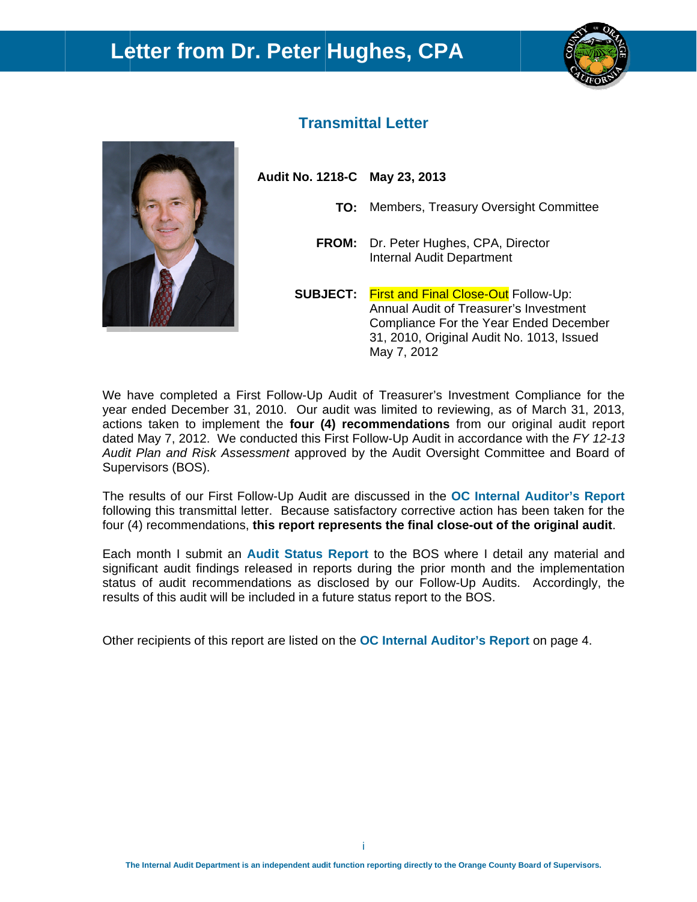# Letter from Dr. Peter Hughes, CPA

## Transmittal Letter

**Audit No. 1218-C** **May 23, 2013**

**TO:** Members, Treasury Oversight Committee

**FROM:** Dr. Peter Hughes, CPA, Director
Internal Audit Department

**SUBJECT:** First and Final Close-Out Follow-Up: Annual Audit of Treasurer's Investment Compliance For the Year Ended December 31, 2010, Original Audit No. 1013, Issued May 7, 2012

We have completed a First Follow-Up Audit of Treasurer's Investment Compliance for the year ended December 31, 2010. Our audit was limited to reviewing, as of March 31, 2013, actions taken to implement the **four (4) recommendations** from our original audit report dated May 7, 2012. We conducted this First Follow-Up Audit in accordance with the *FY 12-13 Audit Plan and Risk Assessment* approved by the Audit Oversight Committee and Board of Supervisors (BOS).

The results of our First Follow-Up Audit are discussed in the **OC Internal Auditor's Report** following this transmittal letter. Because satisfactory corrective action has been taken for the four (4) recommendations, **this report represents the final close-out of the original audit**.

Each month I submit an **Audit Status Report** to the BOS where I detail any material and significant audit findings released in reports during the prior month and the implementation status of audit recommendations as disclosed by our Follow-Up Audits. Accordingly, the results of this audit will be included in a future status report to the BOS.

Other recipients of this report are listed on the **OC Internal Auditor's Report** on page 4.

The Internal Audit Department is an independent audit function reporting directly to the Orange County Board of Supervisors.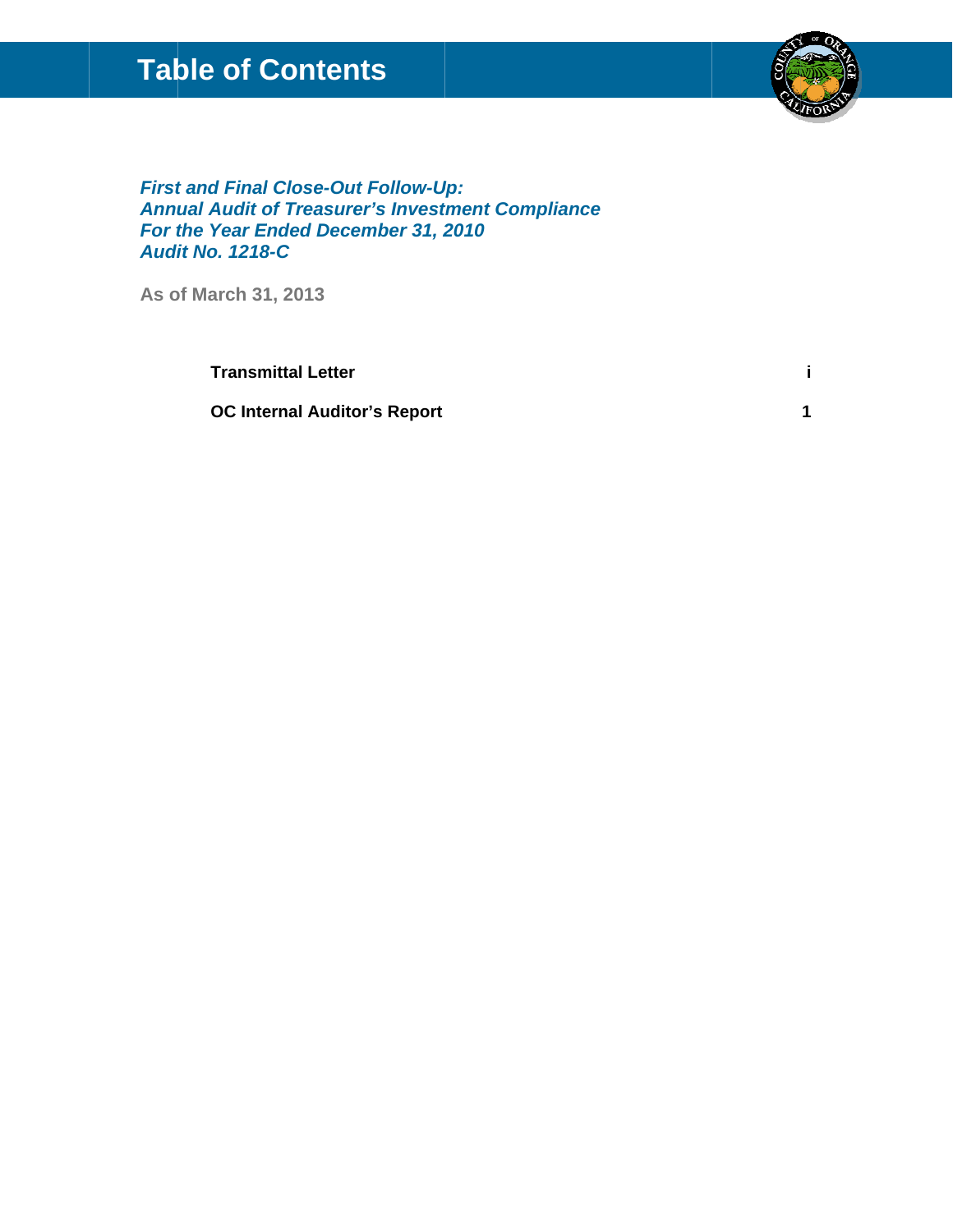# Table of Contents

***First and Final Close-Out Follow-Up:***
***Annual Audit of Treasurer's Investment Compliance***
***For the Year Ended December 31, 2010***
***Audit No. 1218-C***

**As of March 31, 2013**

| | |
|---|---|
| **Transmittal Letter** | **i** |
| **OC Internal Auditor's Report** | **1** |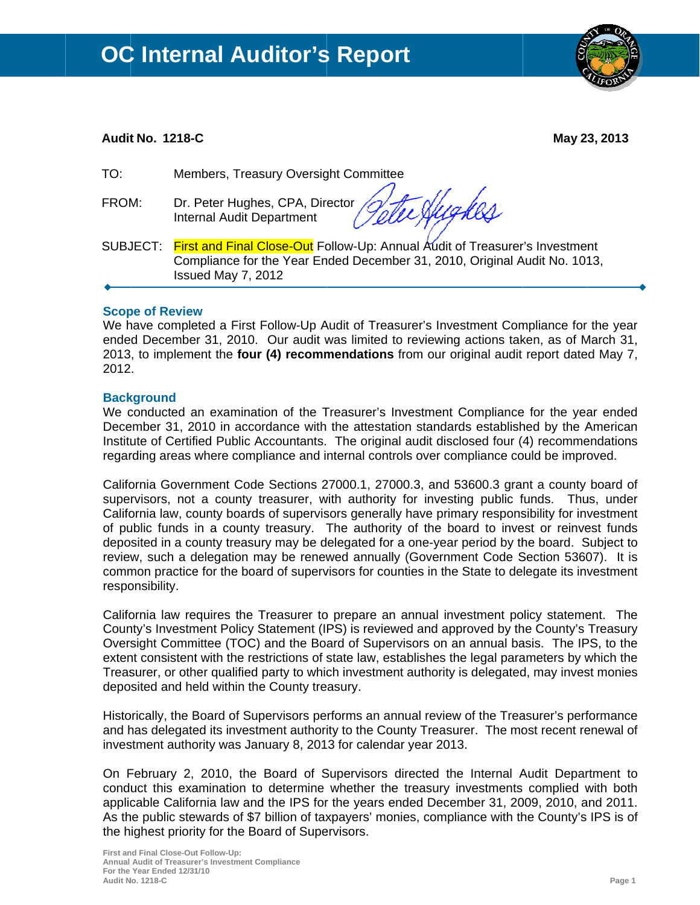# OC Internal Auditor's Report

**Audit No. 1218-C** **May 23, 2013**

TO: Members, Treasury Oversight Committee

FROM: Dr. Peter Hughes, CPA, Director
Internal Audit Department

SUBJECT: First and Final Close-Out Follow-Up: Annual Audit of Treasurer's Investment Compliance for the Year Ended December 31, 2010, Original Audit No. 1013, Issued May 7, 2012

---

## Scope of Review

We have completed a First Follow-Up Audit of Treasurer's Investment Compliance for the year ended December 31, 2010. Our audit was limited to reviewing actions taken, as of March 31, 2013, to implement the **four (4) recommendations** from our original audit report dated May 7, 2012.

## Background

We conducted an examination of the Treasurer's Investment Compliance for the year ended December 31, 2010 in accordance with the attestation standards established by the American Institute of Certified Public Accountants. The original audit disclosed four (4) recommendations regarding areas where compliance and internal controls over compliance could be improved.

California Government Code Sections 27000.1, 27000.3, and 53600.3 grant a county board of supervisors, not a county treasurer, with authority for investing public funds. Thus, under California law, county boards of supervisors generally have primary responsibility for investment of public funds in a county treasury. The authority of the board to invest or reinvest funds deposited in a county treasury may be delegated for a one-year period by the board. Subject to review, such a delegation may be renewed annually (Government Code Section 53607). It is common practice for the board of supervisors for counties in the State to delegate its investment responsibility.

California law requires the Treasurer to prepare an annual investment policy statement. The County's Investment Policy Statement (IPS) is reviewed and approved by the County's Treasury Oversight Committee (TOC) and the Board of Supervisors on an annual basis. The IPS, to the extent consistent with the restrictions of state law, establishes the legal parameters by which the Treasurer, or other qualified party to which investment authority is delegated, may invest monies deposited and held within the County treasury.

Historically, the Board of Supervisors performs an annual review of the Treasurer's performance and has delegated its investment authority to the County Treasurer. The most recent renewal of investment authority was January 8, 2013 for calendar year 2013.

On February 2, 2010, the Board of Supervisors directed the Internal Audit Department to conduct this examination to determine whether the treasury investments complied with both applicable California law and the IPS for the years ended December 31, 2009, 2010, and 2011. As the public stewards of $7 billion of taxpayers' monies, compliance with the County's IPS is of the highest priority for the Board of Supervisors.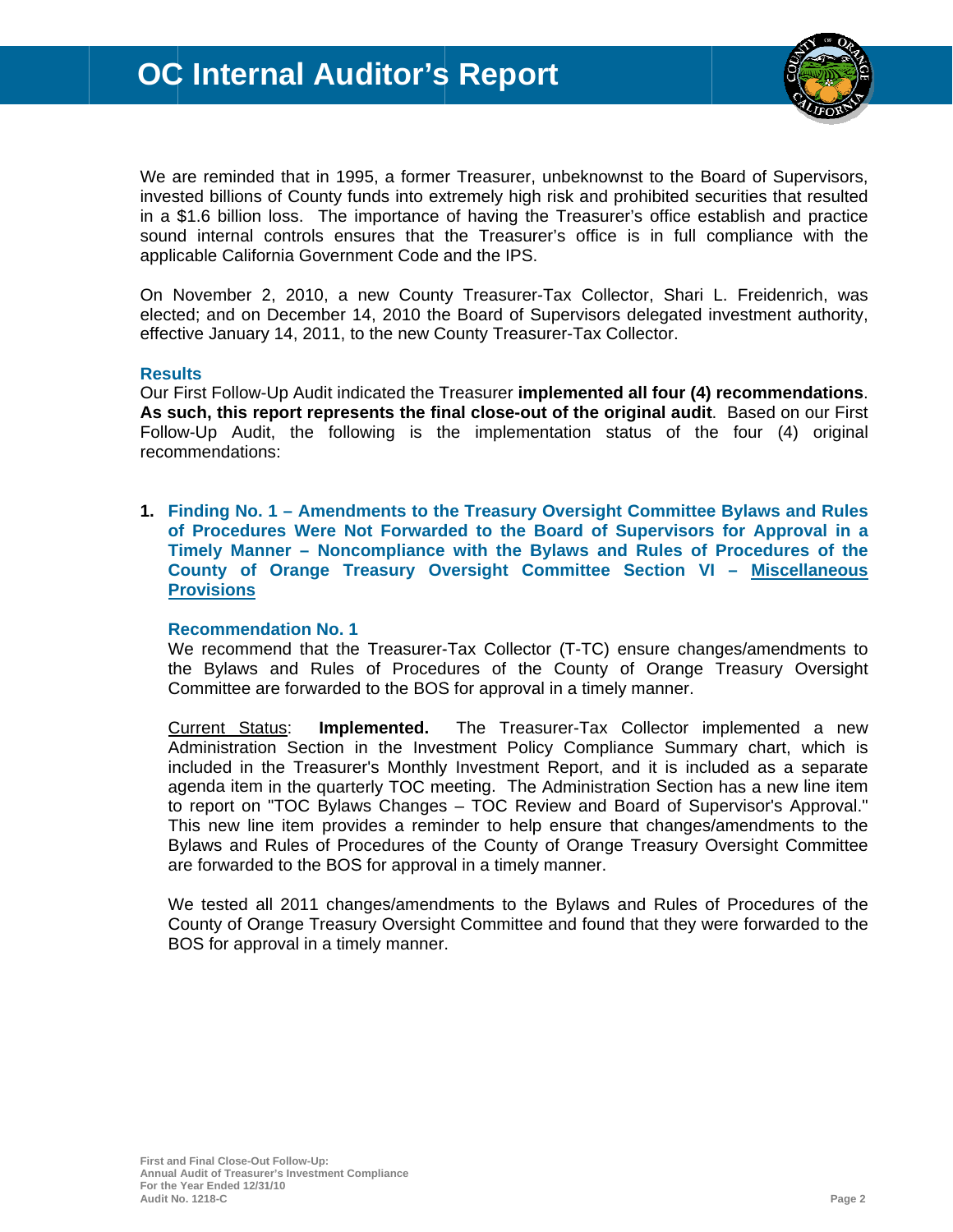We are reminded that in 1995, a former Treasurer, unbeknownst to the Board of Supervisors, invested billions of County funds into extremely high risk and prohibited securities that resulted in a $1.6 billion loss. The importance of having the Treasurer's office establish and practice sound internal controls ensures that the Treasurer's office is in full compliance with the applicable California Government Code and the IPS.

On November 2, 2010, a new County Treasurer-Tax Collector, Shari L. Freidenrich, was elected; and on December 14, 2010 the Board of Supervisors delegated investment authority, effective January 14, 2011, to the new County Treasurer-Tax Collector.

## Results

Our First Follow-Up Audit indicated the Treasurer **implemented all four (4) recommendations**. **As such, this report represents the final close-out of the original audit**. Based on our First Follow-Up Audit, the following is the implementation status of the four (4) original recommendations:

1. **Finding No. 1 – Amendments to the Treasury Oversight Committee Bylaws and Rules of Procedures Were Not Forwarded to the Board of Supervisors for Approval in a Timely Manner – Noncompliance with the Bylaws and Rules of Procedures of the County of Orange Treasury Oversight Committee Section VI – Miscellaneous Provisions**

   **Recommendation No. 1**
   We recommend that the Treasurer-Tax Collector (T-TC) ensure changes/amendments to the Bylaws and Rules of Procedures of the County of Orange Treasury Oversight Committee are forwarded to the BOS for approval in a timely manner.

   Current Status: **Implemented.** The Treasurer-Tax Collector implemented a new Administration Section in the Investment Policy Compliance Summary chart, which is included in the Treasurer's Monthly Investment Report, and it is included as a separate agenda item in the quarterly TOC meeting. The Administration Section has a new line item to report on "TOC Bylaws Changes – TOC Review and Board of Supervisor's Approval." This new line item provides a reminder to help ensure that changes/amendments to the Bylaws and Rules of Procedures of the County of Orange Treasury Oversight Committee are forwarded to the BOS for approval in a timely manner.

   We tested all 2011 changes/amendments to the Bylaws and Rules of Procedures of the County of Orange Treasury Oversight Committee and found that they were forwarded to the BOS for approval in a timely manner.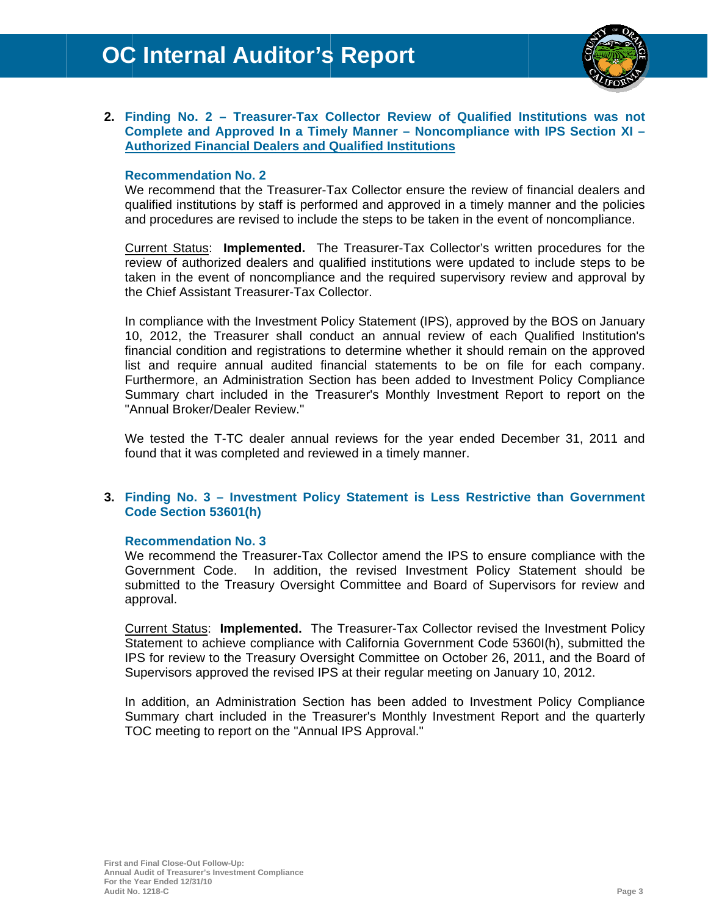2. **Finding No. 2 – Treasurer-Tax Collector Review of Qualified Institutions was not Complete and Approved In a Timely Manner – Noncompliance with IPS Section XI – Authorized Financial Dealers and Qualified Institutions**

   **Recommendation No. 2**
   We recommend that the Treasurer-Tax Collector ensure the review of financial dealers and qualified institutions by staff is performed and approved in a timely manner and the policies and procedures are revised to include the steps to be taken in the event of noncompliance.

   Current Status: **Implemented.** The Treasurer-Tax Collector's written procedures for the review of authorized dealers and qualified institutions were updated to include steps to be taken in the event of noncompliance and the required supervisory review and approval by the Chief Assistant Treasurer-Tax Collector.

   In compliance with the Investment Policy Statement (IPS), approved by the BOS on January 10, 2012, the Treasurer shall conduct an annual review of each Qualified Institution's financial condition and registrations to determine whether it should remain on the approved list and require annual audited financial statements to be on file for each company. Furthermore, an Administration Section has been added to Investment Policy Compliance Summary chart included in the Treasurer's Monthly Investment Report to report on the "Annual Broker/Dealer Review."

   We tested the T-TC dealer annual reviews for the year ended December 31, 2011 and found that it was completed and reviewed in a timely manner.

3. **Finding No. 3 – Investment Policy Statement is Less Restrictive than Government Code Section 53601(h)**

   **Recommendation No. 3**
   We recommend the Treasurer-Tax Collector amend the IPS to ensure compliance with the Government Code. In addition, the revised Investment Policy Statement should be submitted to the Treasury Oversight Committee and Board of Supervisors for review and approval.

   Current Status: **Implemented.** The Treasurer-Tax Collector revised the Investment Policy Statement to achieve compliance with California Government Code 5360I(h), submitted the IPS for review to the Treasury Oversight Committee on October 26, 2011, and the Board of Supervisors approved the revised IPS at their regular meeting on January 10, 2012.

   In addition, an Administration Section has been added to Investment Policy Compliance Summary chart included in the Treasurer's Monthly Investment Report and the quarterly TOC meeting to report on the "Annual IPS Approval."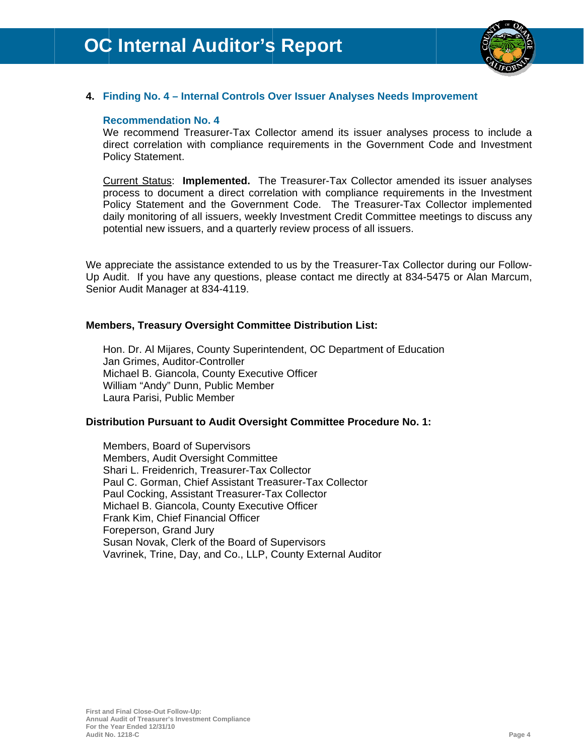### 4. Finding No. 4 – Internal Controls Over Issuer Analyses Needs Improvement

**Recommendation No. 4**

We recommend Treasurer-Tax Collector amend its issuer analyses process to include a direct correlation with compliance requirements in the Government Code and Investment Policy Statement.

Current Status: **Implemented.** The Treasurer-Tax Collector amended its issuer analyses process to document a direct correlation with compliance requirements in the Investment Policy Statement and the Government Code. The Treasurer-Tax Collector implemented daily monitoring of all issuers, weekly Investment Credit Committee meetings to discuss any potential new issuers, and a quarterly review process of all issuers.

We appreciate the assistance extended to us by the Treasurer-Tax Collector during our Follow-Up Audit. If you have any questions, please contact me directly at 834-5475 or Alan Marcum, Senior Audit Manager at 834-4119.

**Members, Treasury Oversight Committee Distribution List:**

Hon. Dr. Al Mijares, County Superintendent, OC Department of Education
Jan Grimes, Auditor-Controller
Michael B. Giancola, County Executive Officer
William "Andy" Dunn, Public Member
Laura Parisi, Public Member

**Distribution Pursuant to Audit Oversight Committee Procedure No. 1:**

Members, Board of Supervisors
Members, Audit Oversight Committee
Shari L. Freidenrich, Treasurer-Tax Collector
Paul C. Gorman, Chief Assistant Treasurer-Tax Collector
Paul Cocking, Assistant Treasurer-Tax Collector
Michael B. Giancola, County Executive Officer
Frank Kim, Chief Financial Officer
Foreperson, Grand Jury
Susan Novak, Clerk of the Board of Supervisors
Vavrinek, Trine, Day, and Co., LLP, County External Auditor